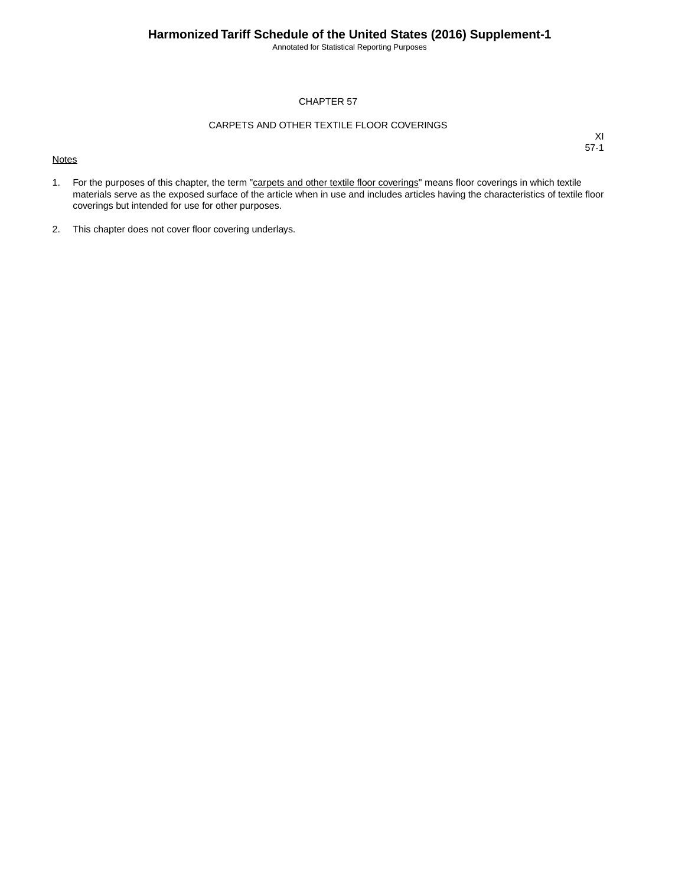# CHAPTER 57

## CARPETS AND OTHER TEXTILE FLOOR COVERINGS

XI
57-1

Notes

1. For the purposes of this chapter, the term "carpets and other textile floor coverings" means floor coverings in which textile materials serve as the exposed surface of the article when in use and includes articles having the characteristics of textile floor coverings but intended for use for other purposes.

2. This chapter does not cover floor covering underlays.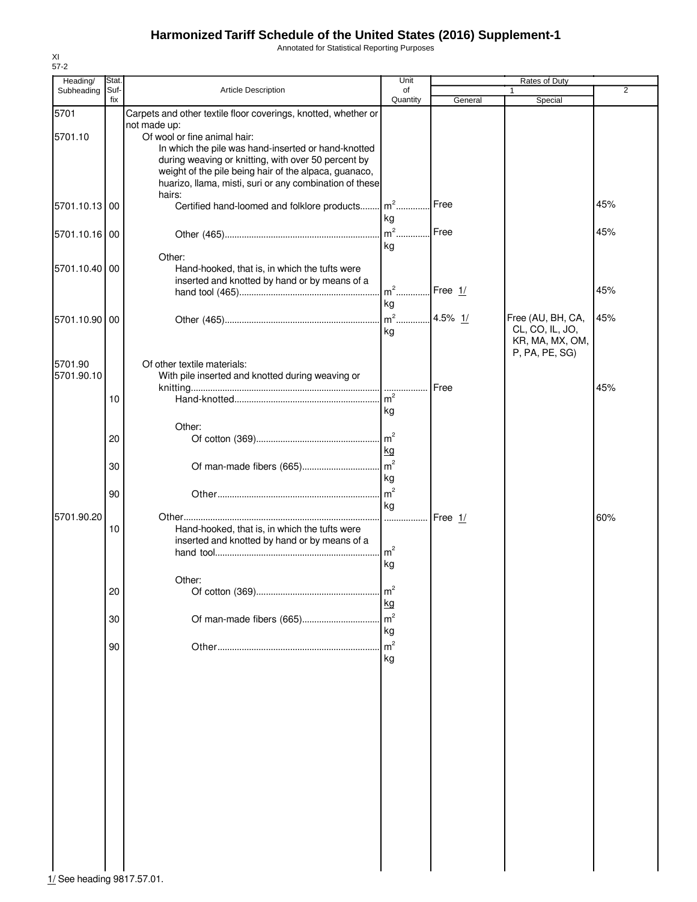# Harmonized Tariff Schedule of the United States (2016) Supplement-1

Annotated for Statistical Reporting Purposes

XI
57-2

| Heading/ Subheading | Stat. Suf- fix | Article Description | Unit of Quantity | Rates of Duty 1 General | 1 Special | 2 |
|---|---|---|---|---|---|---|
| 5701 | | Carpets and other textile floor coverings, knotted, whether or not made up: | | | | |
| 5701.10 | | Of wool or fine animal hair: | | | | |
| | | In which the pile was hand-inserted or hand-knotted during weaving or knitting, with over 50 percent by weight of the pile being hair of the alpaca, guanaco, huarizo, llama, misti, suri or any combination of these hairs: | | | | |
| 5701.10.13 | 00 | Certified hand-loomed and folklore products | $m^2$ kg | Free | | 45% |
| 5701.10.16 | 00 | Other (465) | $m^2$ kg | Free | | 45% |
| | | Other: | | | | |
| 5701.10.40 | 00 | Hand-hooked, that is, in which the tufts were inserted and knotted by hand or by means of a hand tool (465) | $m^2$ kg | Free 1/ | | 45% |
| 5701.10.90 | 00 | Other (465) | $m^2$ kg | 4.5% 1/ | Free (AU, BH, CA, CL, CO, IL, JO, KR, MA, MX, OM, P, PA, PE, SG) | 45% |
| 5701.90 | | Of other textile materials: | | | | |
| 5701.90.10 | | With pile inserted and knotted during weaving or knitting | | Free | | 45% |
| | 10 | Hand-knotted | $m^2$ kg | | | |
| | | Other: | | | | |
| | 20 | Of cotton (369) | $m^2$ kg | | | |
| | 30 | Of man-made fibers (665) | $m^2$ kg | | | |
| | 90 | Other | $m^2$ kg | | | |
| 5701.90.20 | | Other | | Free 1/ | | 60% |
| | 10 | Hand-hooked, that is, in which the tufts were inserted and knotted by hand or by means of a hand tool | $m^2$ kg | | | |
| | | Other: | | | | |
| | 20 | Of cotton (369) | $m^2$ kg | | | |
| | 30 | Of man-made fibers (665) | $m^2$ kg | | | |
| | 90 | Other | $m^2$ kg | | | |

1/ See heading 9817.57.01.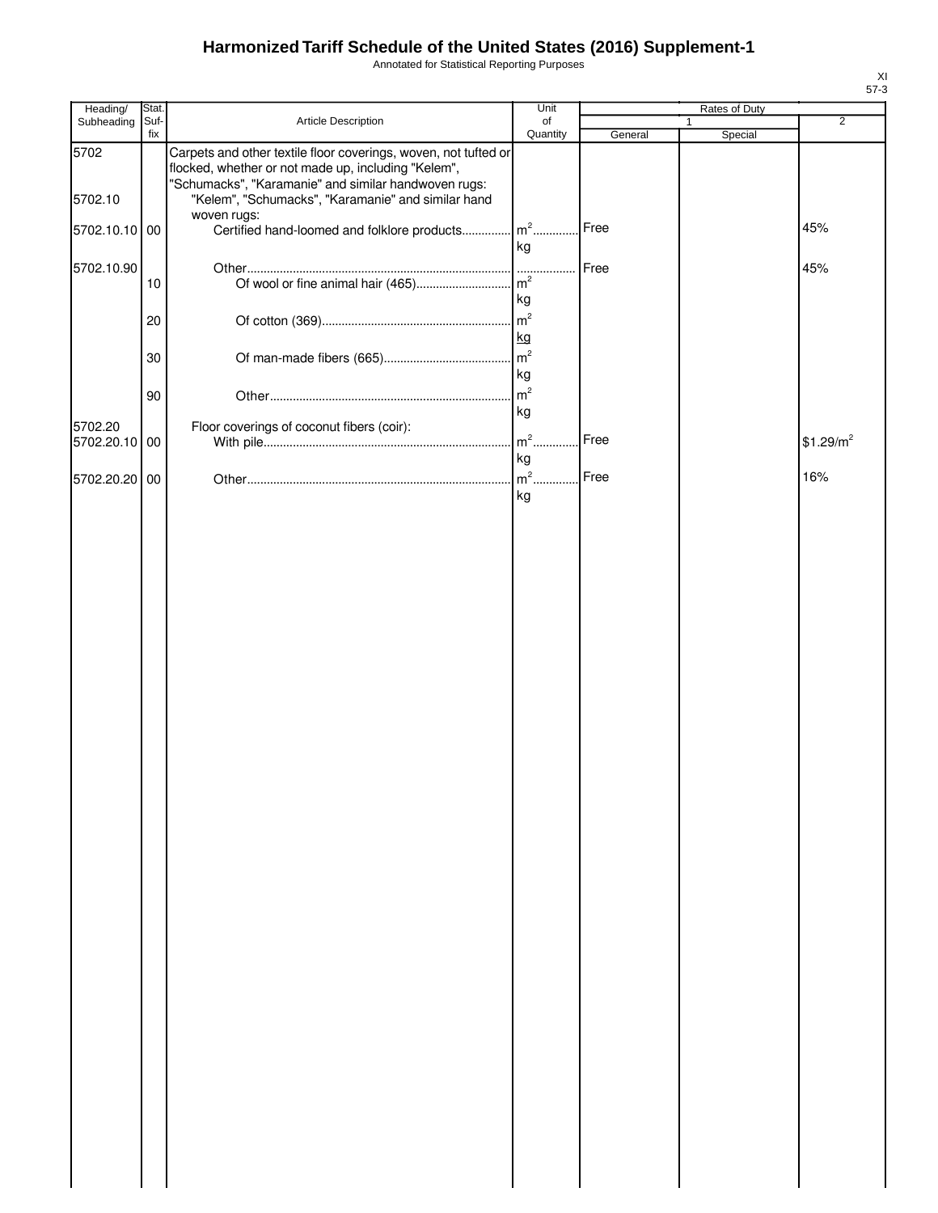# Harmonized Tariff Schedule of the United States (2016) Supplement-1

Annotated for Statistical Reporting Purposes

XI
57-3

| Heading/ Subheading | Stat. Suf- fix | Article Description | Unit of Quantity | Rates of Duty 1 General | Special | 2 |
|---|---|---|---|---|---|---|
| 5702 | | Carpets and other textile floor coverings, woven, not tufted or flocked, whether or not made up, including "Kelem", "Schumacks", "Karamanie" and similar handwoven rugs: | | | | |
| 5702.10 | | "Kelem", "Schumacks", "Karamanie" and similar hand woven rugs: | | | | |
| 5702.10.10 | 00 | Certified hand-loomed and folklore products | $m^2$ kg | Free | | 45% |
| 5702.10.90 | | Other | | Free | | 45% |
| | 10 | Of wool or fine animal hair (465) | $m^2$ kg | | | |
| | 20 | Of cotton (369) | $m^2$ kg | | | |
| | 30 | Of man-made fibers (665) | $m^2$ kg | | | |
| | 90 | Other | $m^2$ kg | | | |
| 5702.20 | | Floor coverings of coconut fibers (coir): | | | | |
| 5702.20.10 | 00 | With pile | $m^2$ kg | Free | | $1.29/$m^2$ |
| 5702.20.20 | 00 | Other | $m^2$ kg | Free | | 16% |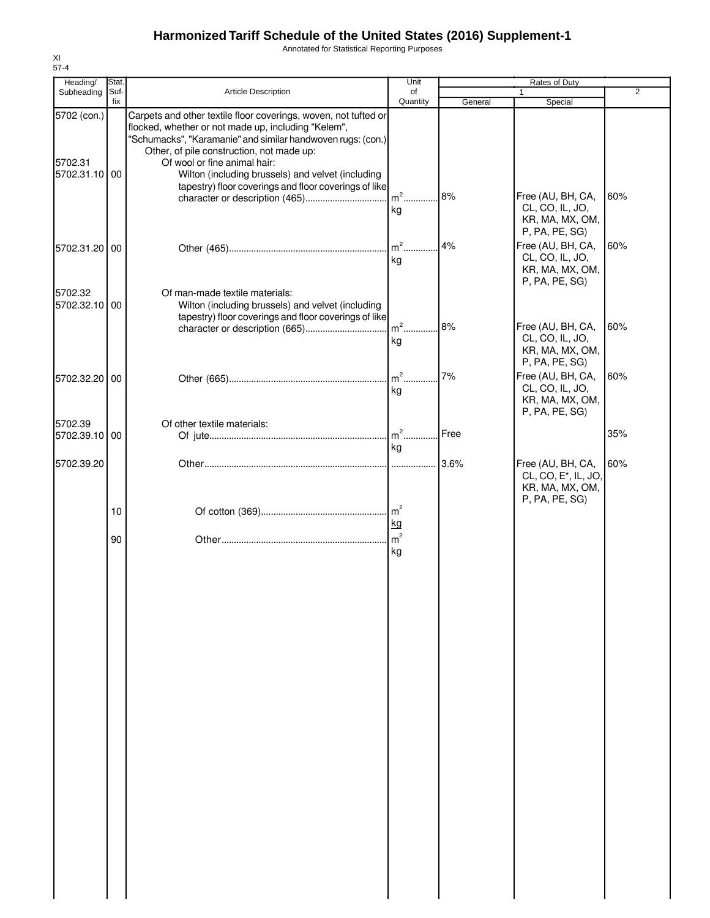# Harmonized Tariff Schedule of the United States (2016) Supplement-1

Annotated for Statistical Reporting Purposes

XI
57-4

| Heading/ Subheading | Stat. Suf- fix | Article Description | Unit of Quantity | Rates of Duty 1 General | Rates of Duty 1 Special | Rates of Duty 2 |
|---|---|---|---|---|---|---|
| 5702 (con.) | | Carpets and other textile floor coverings, woven, not tufted or flocked, whether or not made up, including "Kelem", "Schumacks", "Karamanie" and similar handwoven rugs: (con.) | | | | |
| | | Other, of pile construction, not made up: | | | | |
| 5702.31 | | Of wool or fine animal hair: | | | | |
| 5702.31.10 | 00 | Wilton (including brussels) and velvet (including tapestry) floor coverings and floor coverings of like character or description (465) | $m^2$ kg | 8% | Free (AU, BH, CA, CL, CO, IL, JO, KR, MA, MX, OM, P, PA, PE, SG) | 60% |
| 5702.31.20 | 00 | Other (465) | $m^2$ kg | 4% | Free (AU, BH, CA, CL, CO, IL, JO, KR, MA, MX, OM, P, PA, PE, SG) | 60% |
| 5702.32 | | Of man-made textile materials: | | | | |
| 5702.32.10 | 00 | Wilton (including brussels) and velvet (including tapestry) floor coverings and floor coverings of like character or description (665) | $m^2$ kg | 8% | Free (AU, BH, CA, CL, CO, IL, JO, KR, MA, MX, OM, P, PA, PE, SG) | 60% |
| 5702.32.20 | 00 | Other (665) | $m^2$ kg | 7% | Free (AU, BH, CA, CL, CO, IL, JO, KR, MA, MX, OM, P, PA, PE, SG) | 60% |
| 5702.39 | | Of other textile materials: | | | | |
| 5702.39.10 | 00 | Of jute | $m^2$ kg | Free | | 35% |
| 5702.39.20 | | Other | | 3.6% | Free (AU, BH, CA, CL, CO, E*, IL, JO, KR, MA, MX, OM, P, PA, PE, SG) | 60% |
| | 10 | Of cotton (369) | $m^2$ kg | | | |
| | 90 | Other | $m^2$ kg | | | |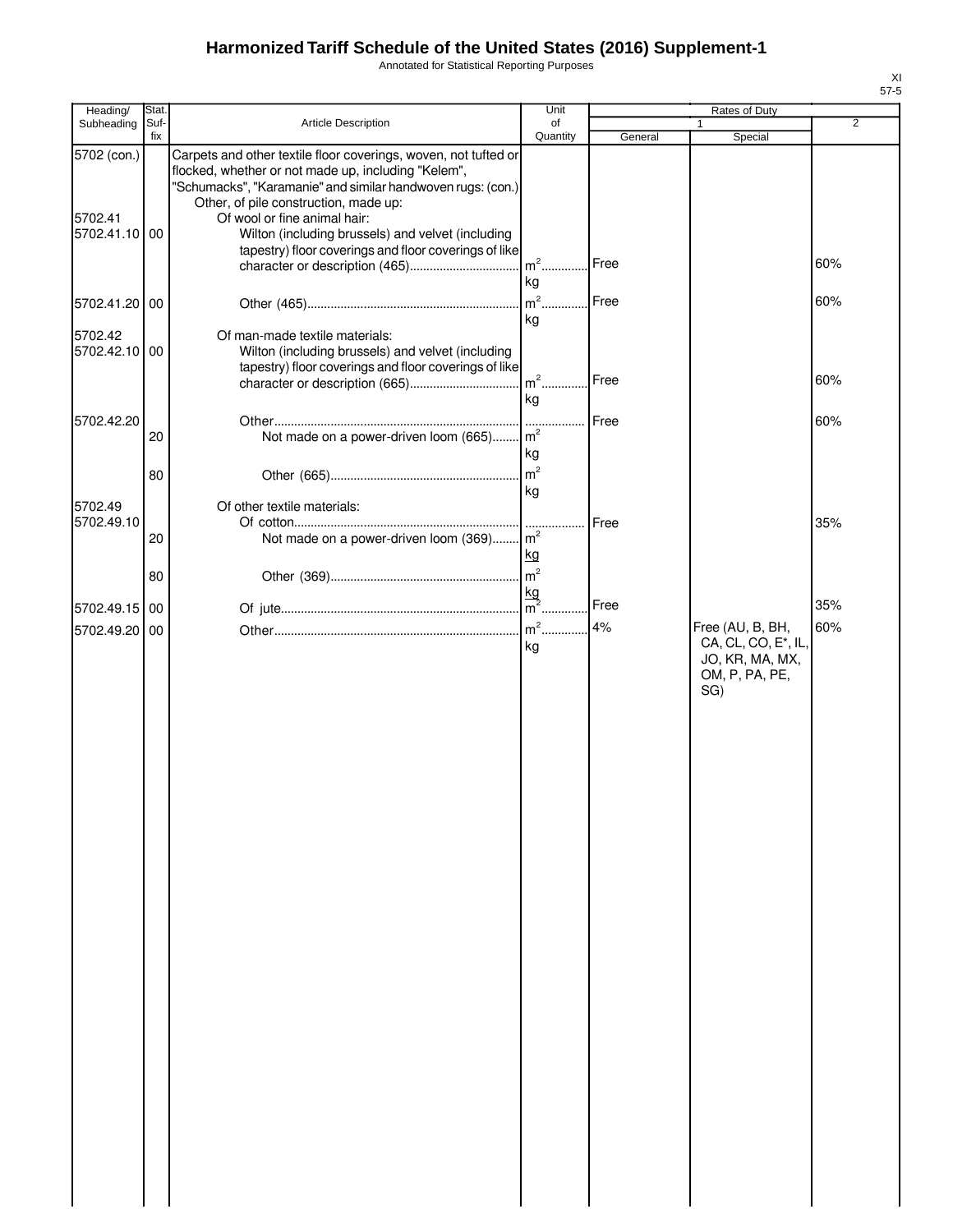# Harmonized Tariff Schedule of the United States (2016) Supplement-1

Annotated for Statistical Reporting Purposes

XI
57-5

| Heading/ Subheading | Stat. Suf- fix | Article Description | Unit of Quantity | Rates of Duty 1 General | Special | 2 |
|---|---|---|---|---|---|---|
| 5702 (con.) | | Carpets and other textile floor coverings, woven, not tufted or flocked, whether or not made up, including "Kelem", "Schumacks", "Karamanie" and similar handwoven rugs: (con.) | | | | |
| | | Other, of pile construction, made up: | | | | |
| 5702.41 | | Of wool or fine animal hair: | | | | |
| 5702.41.10 | 00 | Wilton (including brussels) and velvet (including tapestry) floor coverings and floor coverings of like character or description (465) | $m^2$ kg | Free | | 60% |
| 5702.41.20 | 00 | Other (465) | $m^2$ kg | Free | | 60% |
| 5702.42 | | Of man-made textile materials: | | | | |
| 5702.42.10 | 00 | Wilton (including brussels) and velvet (including tapestry) floor coverings and floor coverings of like character or description (665) | $m^2$ kg | Free | | 60% |
| 5702.42.20 | | Other | | Free | | 60% |
| | 20 | Not made on a power-driven loom (665) | $m^2$ kg | | | |
| | 80 | Other (665) | $m^2$ kg | | | |
| 5702.49 | | Of other textile materials: | | | | |
| 5702.49.10 | | Of cotton | | Free | | 35% |
| | 20 | Not made on a power-driven loom (369) | $m^2$ kg | | | |
| | 80 | Other (369) | $m^2$ kg | | | |
| 5702.49.15 | 00 | Of jute | $m^2$ | Free | | 35% |
| 5702.49.20 | 00 | Other | $m^2$ kg | 4% | Free (AU, B, BH, CA, CL, CO, E*, IL, JO, KR, MA, MX, OM, P, PA, PE, SG) | 60% |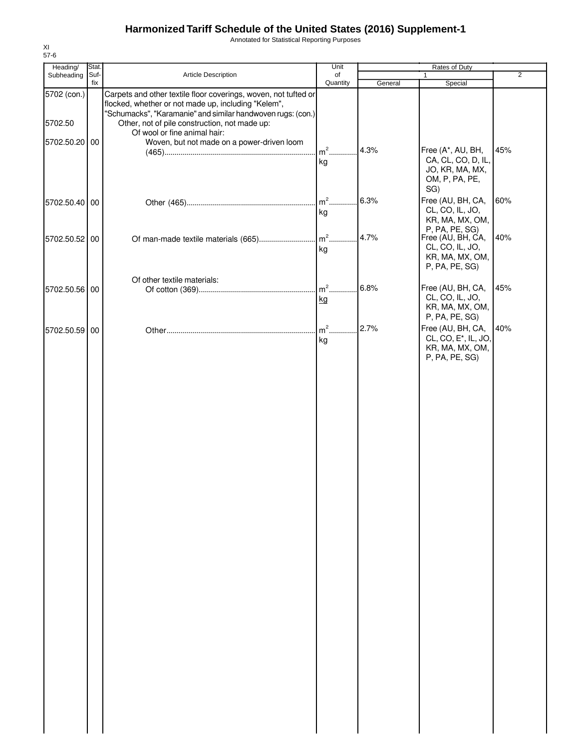# Harmonized Tariff Schedule of the United States (2016) Supplement-1

Annotated for Statistical Reporting Purposes

XI
57-6

| Heading/ Subheading | Stat. Suf- fix | Article Description | Unit of Quantity | Rates of Duty | | |
|---|---|---|---|---|---|---|
| | | | | 1 | | 2 |
| | | | | General | Special | |
| 5702 (con.) | | Carpets and other textile floor coverings, woven, not tufted or flocked, whether or not made up, including "Kelem", "Schumacks", "Karamanie" and similar handwoven rugs: (con.) | | | | |
| 5702.50 | | Other, not of pile construction, not made up: | | | | |
| | | Of wool or fine animal hair: | | | | |
| 5702.50.20 | 00 | Woven, but not made on a power-driven loom (465) | m² kg | 4.3% | Free (A*, AU, BH, CA, CL, CO, D, IL, JO, KR, MA, MX, OM, P, PA, PE, SG) | 45% |
| 5702.50.40 | 00 | Other (465) | m² kg | 6.3% | Free (AU, BH, CA, CL, CO, IL, JO, KR, MA, MX, OM, P, PA, PE, SG) | 60% |
| 5702.50.52 | 00 | Of man-made textile materials (665) | m² kg | 4.7% | Free (AU, BH, CA, CL, CO, IL, JO, KR, MA, MX, OM, P, PA, PE, SG) | 40% |
| | | Of other textile materials: | | | | |
| 5702.50.56 | 00 | Of cotton (369) | m² kg | 6.8% | Free (AU, BH, CA, CL, CO, IL, JO, KR, MA, MX, OM, P, PA, PE, SG) | 45% |
| 5702.50.59 | 00 | Other | m² kg | 2.7% | Free (AU, BH, CA, CL, CO, E*, IL, JO, KR, MA, MX, OM, P, PA, PE, SG) | 40% |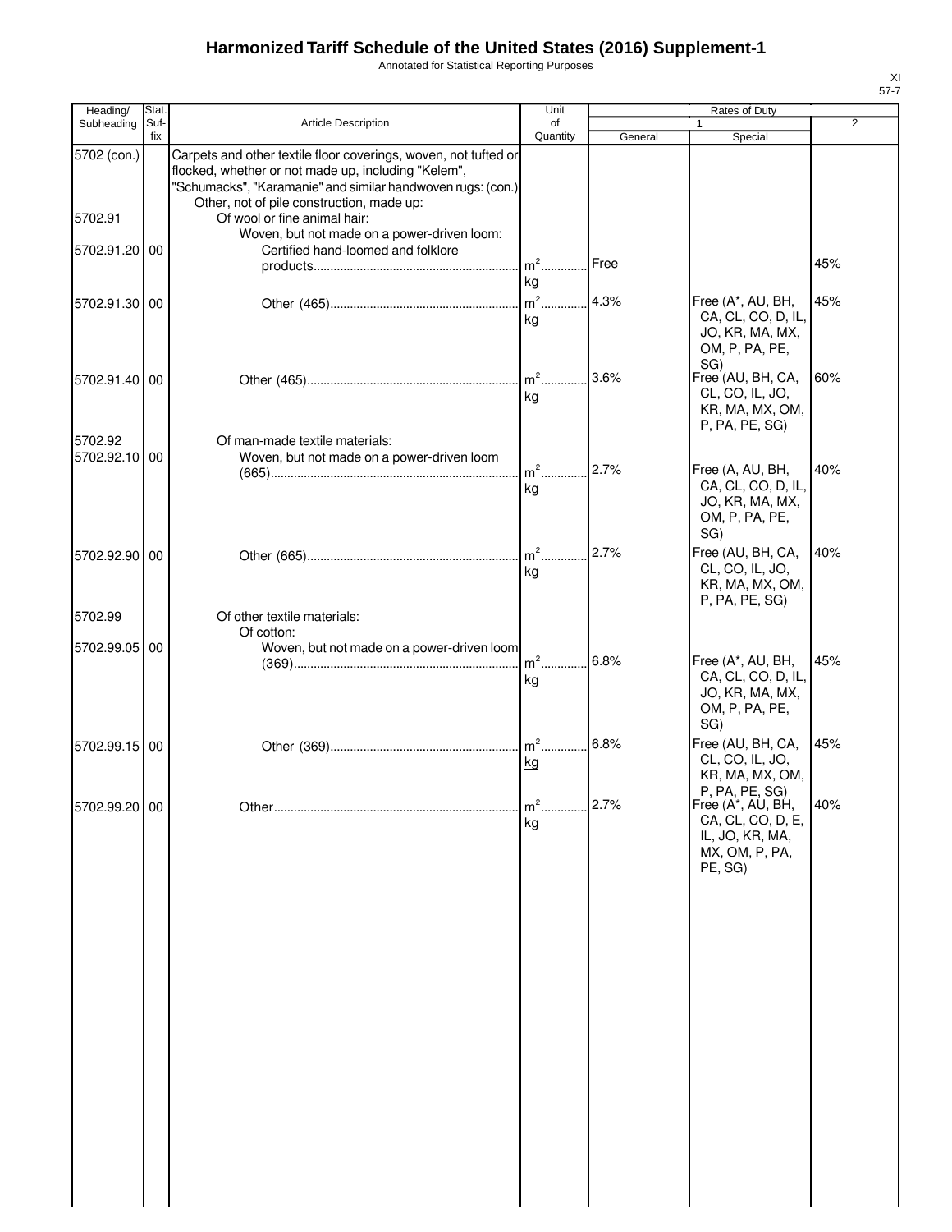# Harmonized Tariff Schedule of the United States (2016) Supplement-1

Annotated for Statistical Reporting Purposes

XI
57-7

| Heading/ Subheading | Stat. Suf- fix | Article Description | Unit of Quantity | Rates of Duty 1 General | Special | 2 |
|---|---|---|---|---|---|---|
| 5702 (con.) | | Carpets and other textile floor coverings, woven, not tufted or flocked, whether or not made up, including "Kelem", "Schumacks", "Karamanie" and similar handwoven rugs: (con.) | | | | |
| | | Other, not of pile construction, made up: | | | | |
| 5702.91 | | Of wool or fine animal hair: | | | | |
| | | Woven, but not made on a power-driven loom: | | | | |
| 5702.91.20 | 00 | Certified hand-loomed and folklore products | $m^2$ kg | Free | | 45% |
| 5702.91.30 | 00 | Other (465) | $m^2$ kg | 4.3% | Free (A*, AU, BH, CA, CL, CO, D, IL, JO, KR, MA, MX, OM, P, PA, PE, SG) | 45% |
| 5702.91.40 | 00 | Other (465) | $m^2$ kg | 3.6% | Free (AU, BH, CA, CL, CO, IL, JO, KR, MA, MX, OM, P, PA, PE, SG) | 60% |
| 5702.92 | | Of man-made textile materials: | | | | |
| 5702.92.10 | 00 | Woven, but not made on a power-driven loom (665) | $m^2$ kg | 2.7% | Free (A, AU, BH, CA, CL, CO, D, IL, JO, KR, MA, MX, OM, P, PA, PE, SG) | 40% |
| 5702.92.90 | 00 | Other (665) | $m^2$ kg | 2.7% | Free (AU, BH, CA, CL, CO, IL, JO, KR, MA, MX, OM, P, PA, PE, SG) | 40% |
| 5702.99 | | Of other textile materials: | | | | |
| | | Of cotton: | | | | |
| 5702.99.05 | 00 | Woven, but not made on a power-driven loom (369) | $m^2$ kg | 6.8% | Free (A*, AU, BH, CA, CL, CO, D, IL, JO, KR, MA, MX, OM, P, PA, PE, SG) | 45% |
| 5702.99.15 | 00 | Other (369) | $m^2$ kg | 6.8% | Free (AU, BH, CA, CL, CO, IL, JO, KR, MA, MX, OM, P, PA, PE, SG) | 45% |
| 5702.99.20 | 00 | Other | $m^2$ kg | 2.7% | Free (A*, AU, BH, CA, CL, CO, D, E, IL, JO, KR, MA, MX, OM, P, PA, PE, SG) | 40% |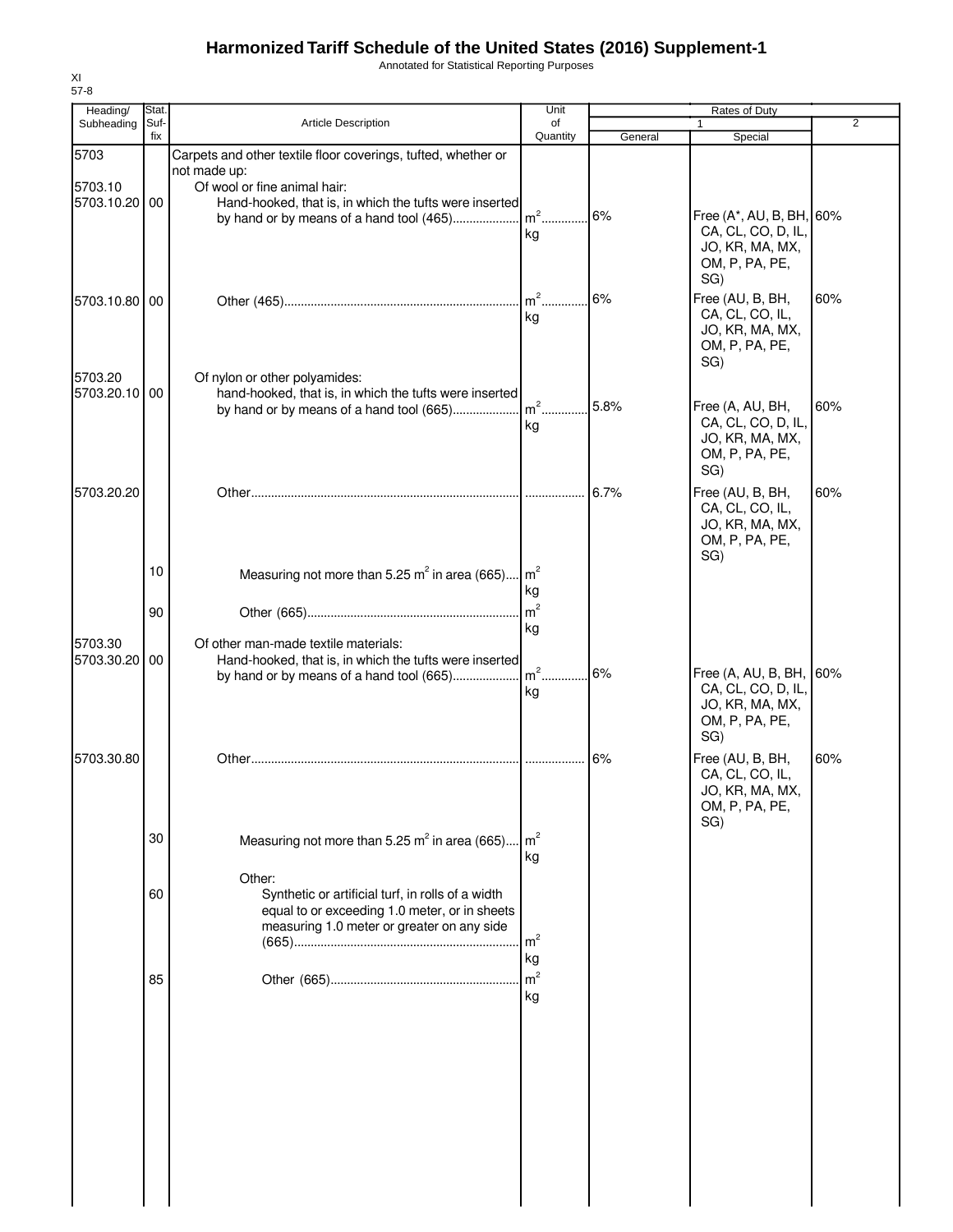# Harmonized Tariff Schedule of the United States (2016) Supplement-1

Annotated for Statistical Reporting Purposes

XI
57-8

| Heading/ Subheading | Stat. Suf- fix | Article Description | Unit of Quantity | Rates of Duty 1 General | Special | 2 |
|---|---|---|---|---|---|---|
| 5703 | | Carpets and other textile floor coverings, tufted, whether or not made up: | | | | |
| 5703.10 | | Of wool or fine animal hair: | | | | |
| 5703.10.20 | 00 | Hand-hooked, that is, in which the tufts were inserted by hand or by means of a hand tool (465) | $m^2$ kg | 6% | Free (A*, AU, B, BH, CA, CL, CO, D, IL, JO, KR, MA, MX, OM, P, PA, PE, SG) | 60% |
| 5703.10.80 | 00 | Other (465) | $m^2$ kg | 6% | Free (AU, B, BH, CA, CL, CO, IL, JO, KR, MA, MX, OM, P, PA, PE, SG) | 60% |
| 5703.20 | | Of nylon or other polyamides: | | | | |
| 5703.20.10 | 00 | hand-hooked, that is, in which the tufts were inserted by hand or by means of a hand tool (665) | $m^2$ kg | 5.8% | Free (A, AU, BH, CA, CL, CO, D, IL, JO, KR, MA, MX, OM, P, PA, PE, SG) | 60% |
| 5703.20.20 | | Other | | 6.7% | Free (AU, B, BH, CA, CL, CO, IL, JO, KR, MA, MX, OM, P, PA, PE, SG) | 60% |
| | 10 | Measuring not more than 5.25 $m^2$ in area (665) | $m^2$ kg | | | |
| | 90 | Other (665) | $m^2$ kg | | | |
| 5703.30 | | Of other man-made textile materials: | | | | |
| 5703.30.20 | 00 | Hand-hooked, that is, in which the tufts were inserted by hand or by means of a hand tool (665) | $m^2$ kg | 6% | Free (A, AU, B, BH, CA, CL, CO, D, IL, JO, KR, MA, MX, OM, P, PA, PE, SG) | 60% |
| 5703.30.80 | | Other | | 6% | Free (AU, B, BH, CA, CL, CO, IL, JO, KR, MA, MX, OM, P, PA, PE, SG) | 60% |
| | 30 | Measuring not more than 5.25 $m^2$ in area (665) | $m^2$ kg | | | |
| | | Other: | | | | |
| | 60 | Synthetic or artificial turf, in rolls of a width equal to or exceeding 1.0 meter, or in sheets measuring 1.0 meter or greater on any side (665) | $m^2$ kg | | | |
| | 85 | Other (665) | $m^2$ kg | | | |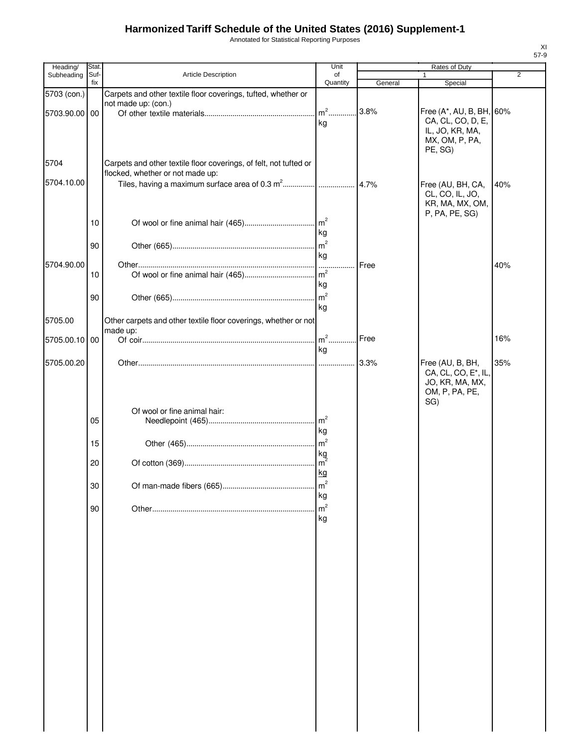# Harmonized Tariff Schedule of the United States (2016) Supplement-1

Annotated for Statistical Reporting Purposes

| Heading/ Subheading | Stat. Suf-fix | Article Description | Unit of Quantity | Rates of Duty 1 General | Rates of Duty 1 Special | Rates of Duty 2 |
|---|---|---|---|---|---|---|
| 5703 (con.) | | Carpets and other textile floor coverings, tufted, whether or not made up: (con.) | | | | |
| 5703.90.00 | 00 | Of other textile materials | $m^2$ kg | 3.8% | Free (A*, AU, BH, CA, CL, CO, D, E, IL, JO, KR, MA, MX, OM, P, PA, PE, SG) | 60% |
| 5704 | | Carpets and other textile floor coverings, of felt, not tufted or flocked, whether or not made up: | | | | |
| 5704.10.00 | | Tiles, having a maximum surface area of 0.3 $m^2$ | | 4.7% | Free (AU, BH, CA, CL, CO, IL, JO, KR, MA, MX, OM, P, PA, PE, SG) | 40% |
| | 10 | Of wool or fine animal hair (465) | $m^2$ kg | | | |
| | 90 | Other (665) | $m^2$ kg | | | |
| 5704.90.00 | | Other | | Free | | 40% |
| | 10 | Of wool or fine animal hair (465) | $m^2$ kg | | | |
| | 90 | Other (665) | $m^2$ kg | | | |
| 5705.00 | | Other carpets and other textile floor coverings, whether or not made up: | | | | |
| 5705.00.10 | 00 | Of coir | $m^2$ kg | Free | | 16% |
| 5705.00.20 | | Other | | 3.3% | Free (AU, B, BH, CA, CL, CO, E*, IL, JO, KR, MA, MX, OM, P, PA, PE, SG) | 35% |
| | | Of wool or fine animal hair: | | | | |
| | 05 | Needlepoint (465) | $m^2$ kg | | | |
| | 15 | Other (465) | $m^2$ kg | | | |
| | 20 | Of cotton (369) | $m^2$ kg | | | |
| | 30 | Of man-made fibers (665) | $m^2$ kg | | | |
| | 90 | Other | $m^2$ kg | | | |